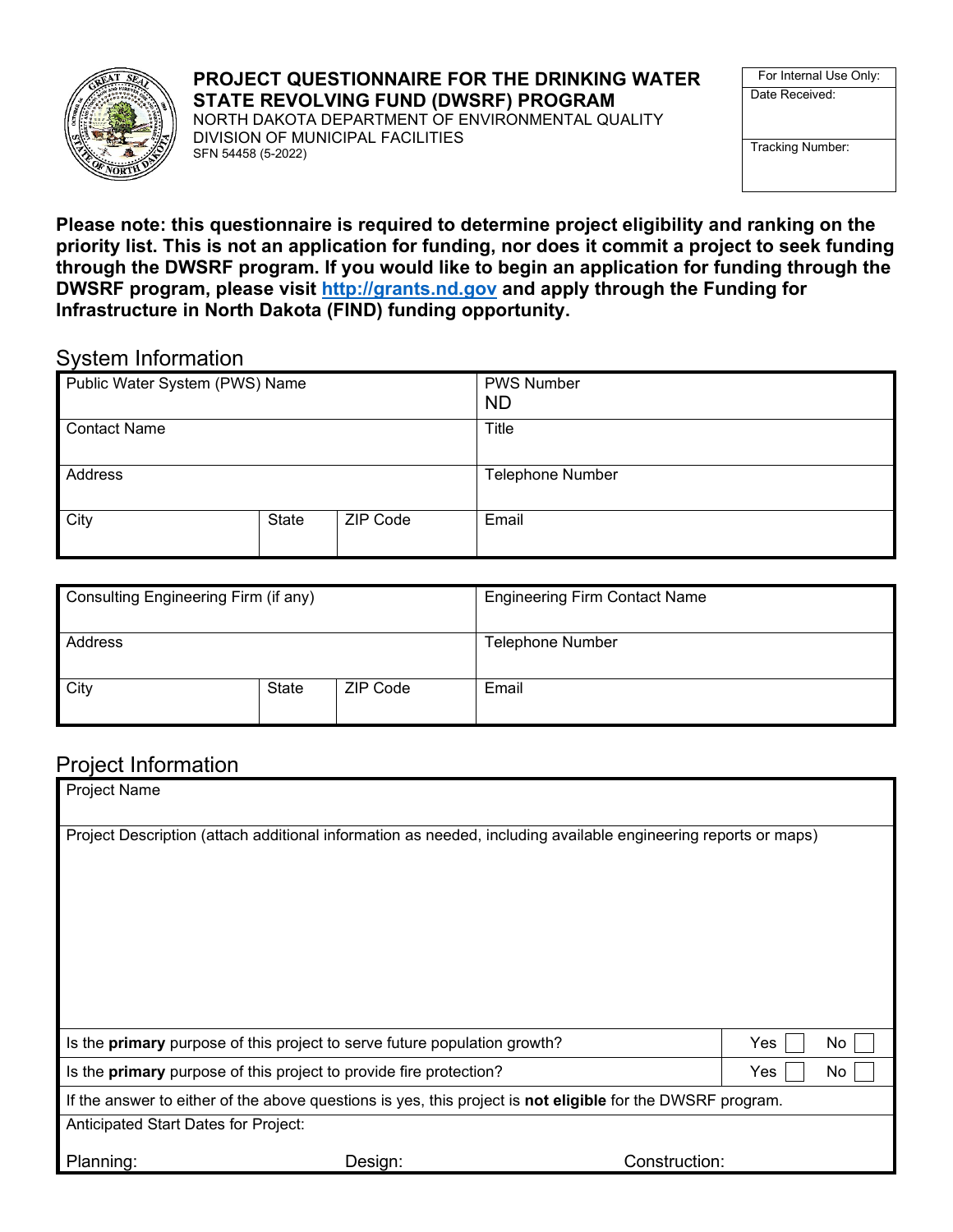# PROJECT QUESTIONNAIRE FOR THE DRINKING WATER STATE REVOLVING FUND (DWSRF) PROGRAM

NORTH DAKOTA DEPARTMENT OF ENVIRONMENTAL QUALITY
DIVISION OF MUNICIPAL FACILITIES
SFN 54458 (5-2022)

| For Internal Use Only: |
|---|
| Date Received: |
| Tracking Number: |

**Please note: this questionnaire is required to determine project eligibility and ranking on the priority list. This is not an application for funding, nor does it commit a project to seek funding through the DWSRF program. If you would like to begin an application for funding through the DWSRF program, please visit [http://grants.nd.gov](http://grants.nd.gov) and apply through the Funding for Infrastructure in North Dakota (FIND) funding opportunity.**

## System Information

| Public Water System (PWS) Name | | | PWS Number ND |
|---|---|---|---|
| Contact Name | | | Title |
| Address | | | Telephone Number |
| City | State | ZIP Code | Email |

| Consulting Engineering Firm (if any) | | | Engineering Firm Contact Name |
|---|---|---|---|
| Address | | | Telephone Number |
| City | State | ZIP Code | Email |

## Project Information

| Project Name | | |
|---|---|---|
| Project Description (attach additional information as needed, including available engineering reports or maps) | | |
| Is the **primary** purpose of this project to serve future population growth? | Yes ☐ | No ☐ |
| Is the **primary** purpose of this project to provide fire protection? | Yes ☐ | No ☐ |
| If the answer to either of the above questions is yes, this project is **not eligible** for the DWSRF program. | | |
| Anticipated Start Dates for Project: | | |
| Planning: | Design: | Construction: |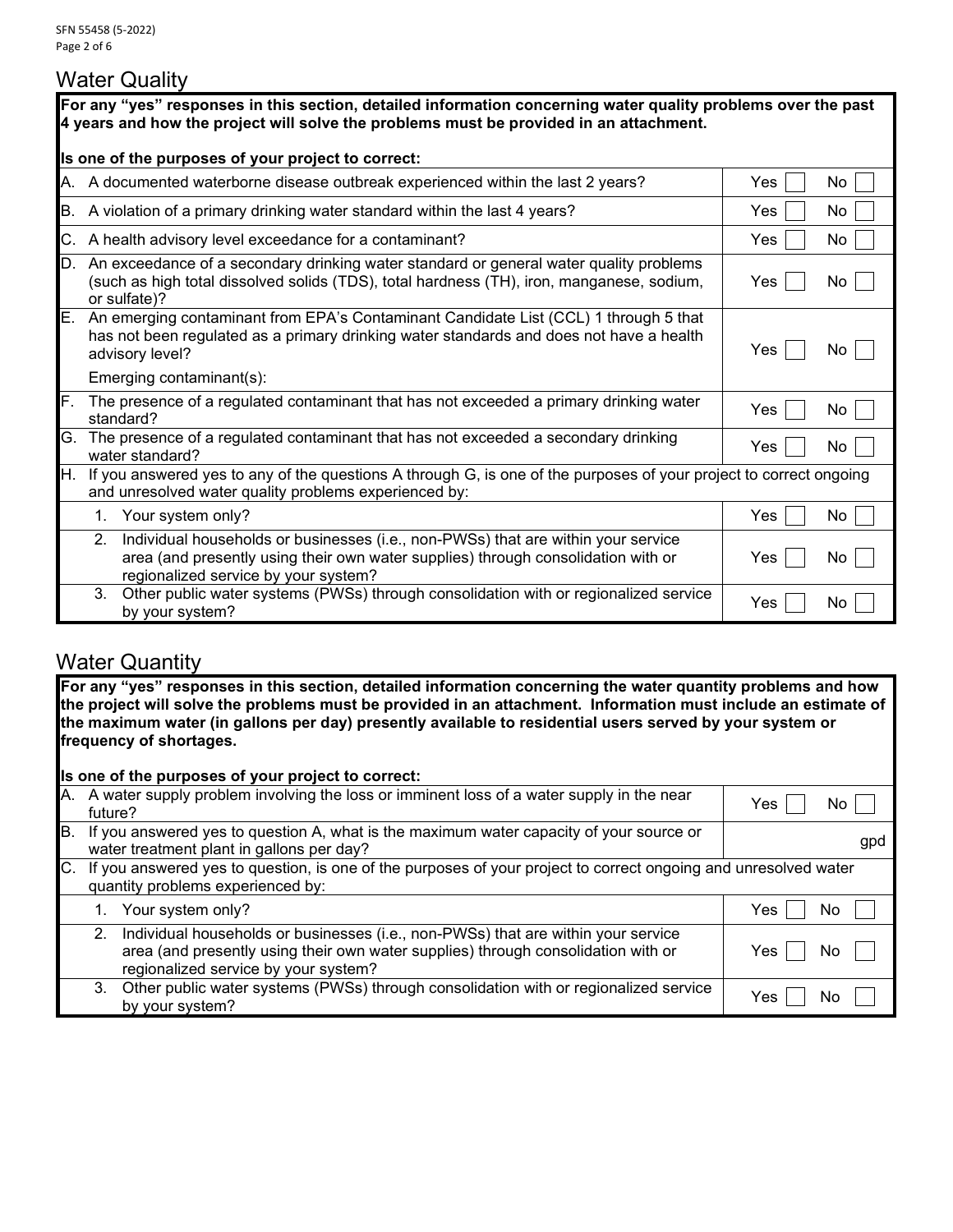## Water Quality

**For any "yes" responses in this section, detailed information concerning water quality problems over the past 4 years and how the project will solve the problems must be provided in an attachment.**

**Is one of the purposes of your project to correct:**

| | | |
|---|---|---|
| A. | A documented waterborne disease outbreak experienced within the last 2 years? | Yes ☐ No ☐ |
| B. | A violation of a primary drinking water standard within the last 4 years? | Yes ☐ No ☐ |
| C. | A health advisory level exceedance for a contaminant? | Yes ☐ No ☐ |
| D. | An exceedance of a secondary drinking water standard or general water quality problems (such as high total dissolved solids (TDS), total hardness (TH), iron, manganese, sodium, or sulfate)? | Yes ☐ No ☐ |
| E. | An emerging contaminant from EPA's Contaminant Candidate List (CCL) 1 through 5 that has not been regulated as a primary drinking water standards and does not have a health advisory level?<br>Emerging contaminant(s): | Yes ☐ No ☐ |
| F. | The presence of a regulated contaminant that has not exceeded a primary drinking water standard? | Yes ☐ No ☐ |
| G. | The presence of a regulated contaminant that has not exceeded a secondary drinking water standard? | Yes ☐ No ☐ |
| H. | If you answered yes to any of the questions A through G, is one of the purposes of your project to correct ongoing and unresolved water quality problems experienced by: | |
| | 1. Your system only? | Yes ☐ No ☐ |
| | 2. Individual households or businesses (i.e., non-PWSs) that are within your service area (and presently using their own water supplies) through consolidation with or regionalized service by your system? | Yes ☐ No ☐ |
| | 3. Other public water systems (PWSs) through consolidation with or regionalized service by your system? | Yes ☐ No ☐ |

## Water Quantity

**For any "yes" responses in this section, detailed information concerning the water quantity problems and how the project will solve the problems must be provided in an attachment. Information must include an estimate of the maximum water (in gallons per day) presently available to residential users served by your system or frequency of shortages.**

**Is one of the purposes of your project to correct:**

| | | |
|---|---|---|
| A. | A water supply problem involving the loss or imminent loss of a water supply in the near future? | Yes ☐ No ☐ |
| B. | If you answered yes to question A, what is the maximum water capacity of your source or water treatment plant in gallons per day? | gpd |
| C. | If you answered yes to question, is one of the purposes of your project to correct ongoing and unresolved water quantity problems experienced by: | |
| | 1. Your system only? | Yes ☐ No ☐ |
| | 2. Individual households or businesses (i.e., non-PWSs) that are within your service area (and presently using their own water supplies) through consolidation with or regionalized service by your system? | Yes ☐ No ☐ |
| | 3. Other public water systems (PWSs) through consolidation with or regionalized service by your system? | Yes ☐ No ☐ |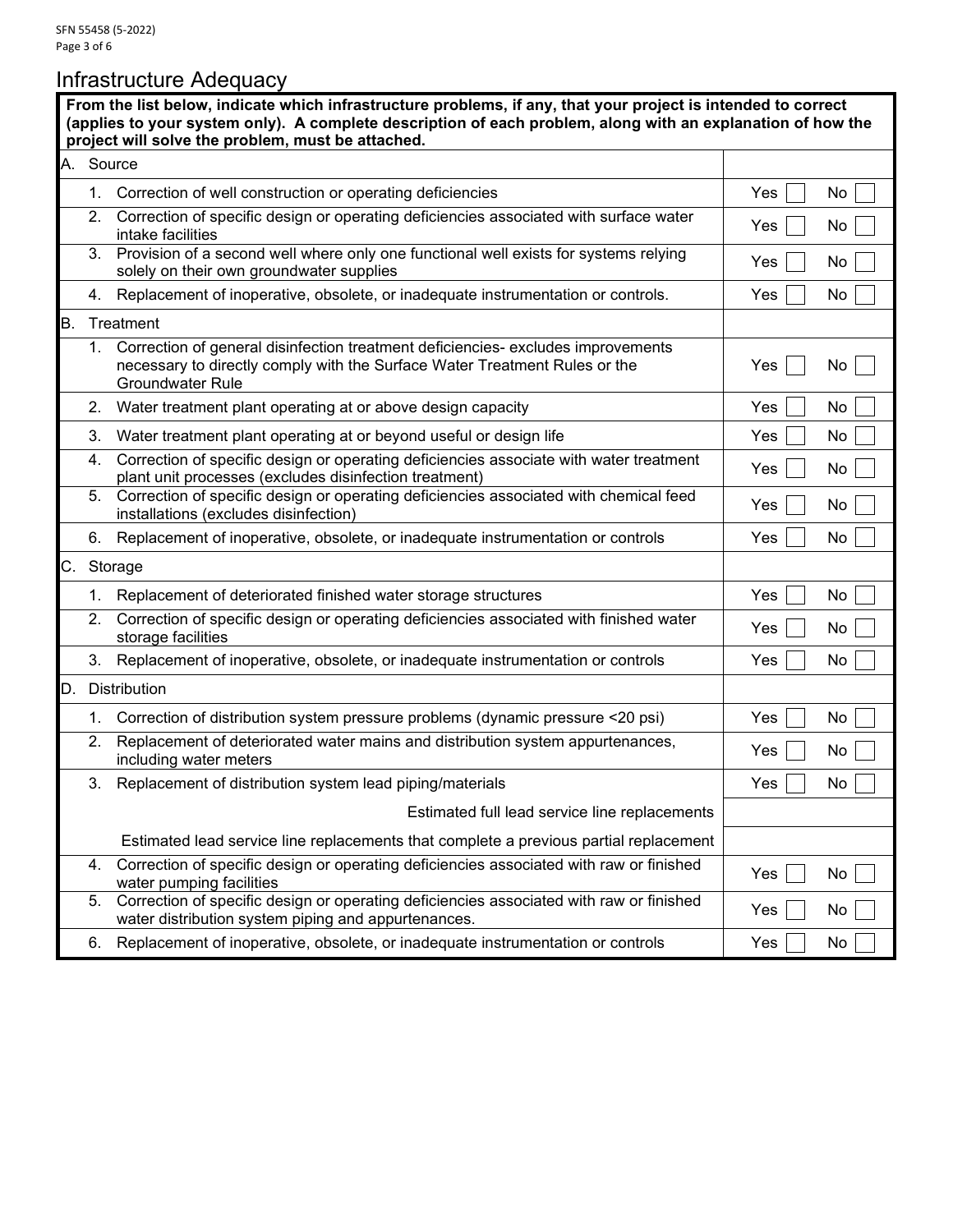# Infrastructure Adequacy

| **From the list below, indicate which infrastructure problems, if any, that your project is intended to correct (applies to your system only). A complete description of each problem, along with an explanation of how the project will solve the problem, must be attached.** | |
|---|---|
| A. Source | |
| 1. Correction of well construction or operating deficiencies | Yes ☐ No ☐ |
| 2. Correction of specific design or operating deficiencies associated with surface water intake facilities | Yes ☐ No ☐ |
| 3. Provision of a second well where only one functional well exists for systems relying solely on their own groundwater supplies | Yes ☐ No ☐ |
| 4. Replacement of inoperative, obsolete, or inadequate instrumentation or controls. | Yes ☐ No ☐ |
| B. Treatment | |
| 1. Correction of general disinfection treatment deficiencies- excludes improvements necessary to directly comply with the Surface Water Treatment Rules or the Groundwater Rule | Yes ☐ No ☐ |
| 2. Water treatment plant operating at or above design capacity | Yes ☐ No ☐ |
| 3. Water treatment plant operating at or beyond useful or design life | Yes ☐ No ☐ |
| 4. Correction of specific design or operating deficiencies associate with water treatment plant unit processes (excludes disinfection treatment) | Yes ☐ No ☐ |
| 5. Correction of specific design or operating deficiencies associated with chemical feed installations (excludes disinfection) | Yes ☐ No ☐ |
| 6. Replacement of inoperative, obsolete, or inadequate instrumentation or controls | Yes ☐ No ☐ |
| C. Storage | |
| 1. Replacement of deteriorated finished water storage structures | Yes ☐ No ☐ |
| 2. Correction of specific design or operating deficiencies associated with finished water storage facilities | Yes ☐ No ☐ |
| 3. Replacement of inoperative, obsolete, or inadequate instrumentation or controls | Yes ☐ No ☐ |
| D. Distribution | |
| 1. Correction of distribution system pressure problems (dynamic pressure <20 psi) | Yes ☐ No ☐ |
| 2. Replacement of deteriorated water mains and distribution system appurtenances, including water meters | Yes ☐ No ☐ |
| 3. Replacement of distribution system lead piping/materials | Yes ☐ No ☐ |
| Estimated full lead service line replacements | |
| Estimated lead service line replacements that complete a previous partial replacement | |
| 4. Correction of specific design or operating deficiencies associated with raw or finished water pumping facilities | Yes ☐ No ☐ |
| 5. Correction of specific design or operating deficiencies associated with raw or finished water distribution system piping and appurtenances. | Yes ☐ No ☐ |
| 6. Replacement of inoperative, obsolete, or inadequate instrumentation or controls | Yes ☐ No ☐ |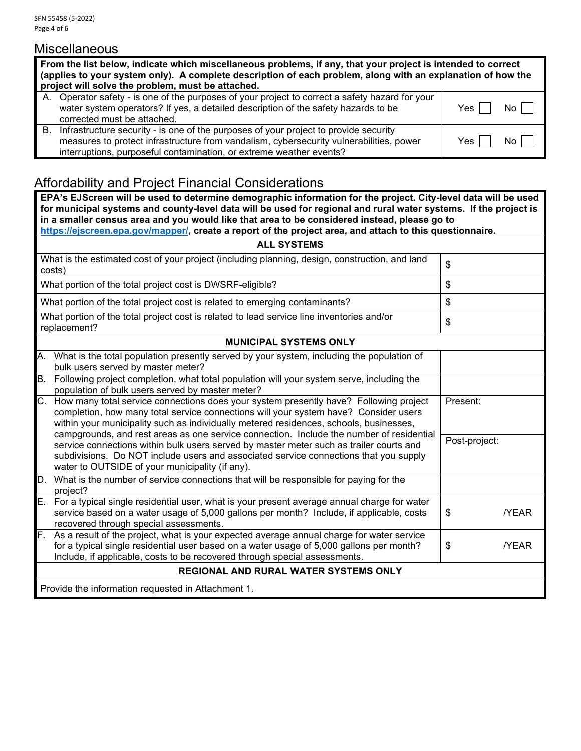## Miscellaneous

| From the list below, indicate which miscellaneous problems, if any, that your project is intended to correct (applies to your system only). A complete description of each problem, along with an explanation of how the project will solve the problem, must be attached. | |
|---|---|
| A. Operator safety - is one of the purposes of your project to correct a safety hazard for your water system operators? If yes, a detailed description of the safety hazards to be corrected must be attached. | Yes ☐ No ☐ |
| B. Infrastructure security - is one of the purposes of your project to provide security measures to protect infrastructure from vandalism, cybersecurity vulnerabilities, power interruptions, purposeful contamination, or extreme weather events? | Yes ☐ No ☐ |

## Affordability and Project Financial Considerations

**EPA's EJScreen will be used to determine demographic information for the project. City-level data will be used for municipal systems and county-level data will be used for regional and rural water systems. If the project is in a smaller census area and you would like that area to be considered instead, please go to https://ejscreen.epa.gov/mapper/, create a report of the project area, and attach to this questionnaire.**

| **ALL SYSTEMS** | |
|---|---|
| What is the estimated cost of your project (including planning, design, construction, and land costs) | $ |
| What portion of the total project cost is DWSRF-eligible? | $ |
| What portion of the total project cost is related to emerging contaminants? | $ |
| What portion of the total project cost is related to lead service line inventories and/or replacement? | $ |
| **MUNICIPAL SYSTEMS ONLY** | |
| A. What is the total population presently served by your system, including the population of bulk users served by master meter? | |
| B. Following project completion, what total population will your system serve, including the population of bulk users served by master meter? | |
| C. How many total service connections does your system presently have? Following project completion, how many total service connections will your system have? Consider users within your municipality such as individually metered residences, schools, businesses, campgrounds, and rest areas as one service connection. Include the number of residential service connections within bulk users served by master meter such as trailer courts and subdivisions. Do NOT include users and associated service connections that you supply water to OUTSIDE of your municipality (if any). | Present: <br> Post-project: |
| D. What is the number of service connections that will be responsible for paying for the project? | |
| E. For a typical single residential user, what is your present average annual charge for water service based on a water usage of 5,000 gallons per month? Include, if applicable, costs recovered through special assessments. | $ /YEAR |
| F. As a result of the project, what is your expected average annual charge for water service for a typical single residential user based on a water usage of 5,000 gallons per month? Include, if applicable, costs to be recovered through special assessments. | $ /YEAR |
| **REGIONAL AND RURAL WATER SYSTEMS ONLY** | |
| Provide the information requested in Attachment 1. | |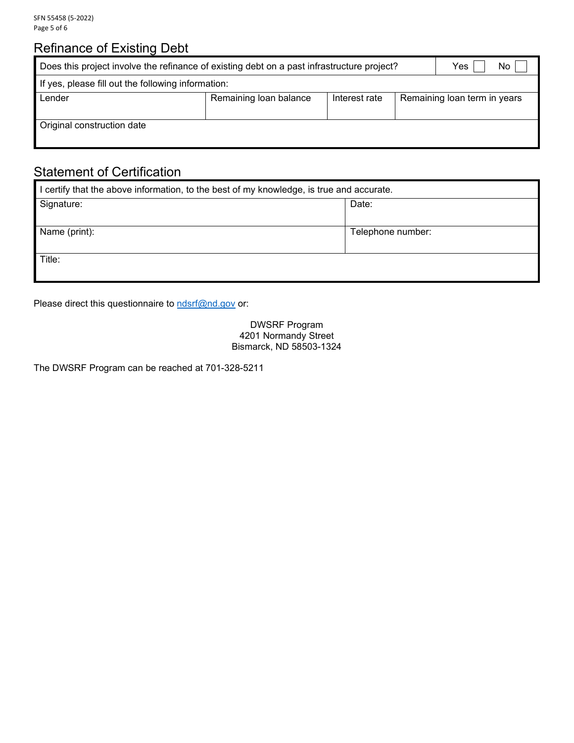## Refinance of Existing Debt

| Does this project involve the refinance of existing debt on a past infrastructure project? | | | Yes ☐ No ☐ |
|---|---|---|---|
| If yes, please fill out the following information: | | | |
| Lender | Remaining loan balance | Interest rate | Remaining loan term in years |
| Original construction date | | | |

## Statement of Certification

| I certify that the above information, to the best of my knowledge, is true and accurate. | |
|---|---|
| Signature: | Date: |
| Name (print): | Telephone number: |
| Title: | |

Please direct this questionnaire to ndsrf@nd.gov or:

DWSRF Program
4201 Normandy Street
Bismarck, ND 58503-1324

The DWSRF Program can be reached at 701-328-5211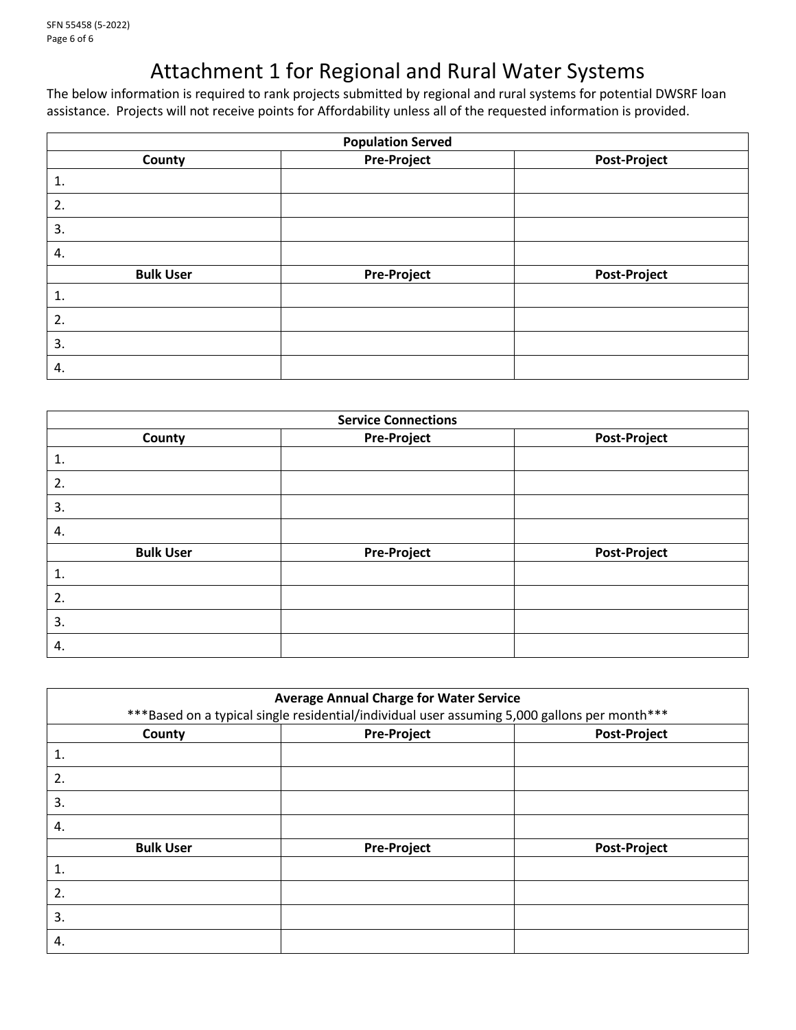# Attachment 1 for Regional and Rural Water Systems

The below information is required to rank projects submitted by regional and rural systems for potential DWSRF loan assistance. Projects will not receive points for Affordability unless all of the requested information is provided.

| **Population Served** | | |
|---|---|---|
| **County** | **Pre-Project** | **Post-Project** |
| 1. | | |
| 2. | | |
| 3. | | |
| 4. | | |
| **Bulk User** | **Pre-Project** | **Post-Project** |
| 1. | | |
| 2. | | |
| 3. | | |
| 4. | | |

| **Service Connections** | | |
|---|---|---|
| **County** | **Pre-Project** | **Post-Project** |
| 1. | | |
| 2. | | |
| 3. | | |
| 4. | | |
| **Bulk User** | **Pre-Project** | **Post-Project** |
| 1. | | |
| 2. | | |
| 3. | | |
| 4. | | |

| **Average Annual Charge for Water Service** ***Based on a typical single residential/individual user assuming 5,000 gallons per month*** | | |
|---|---|---|
| **County** | **Pre-Project** | **Post-Project** |
| 1. | | |
| 2. | | |
| 3. | | |
| 4. | | |
| **Bulk User** | **Pre-Project** | **Post-Project** |
| 1. | | |
| 2. | | |
| 3. | | |
| 4. | | |